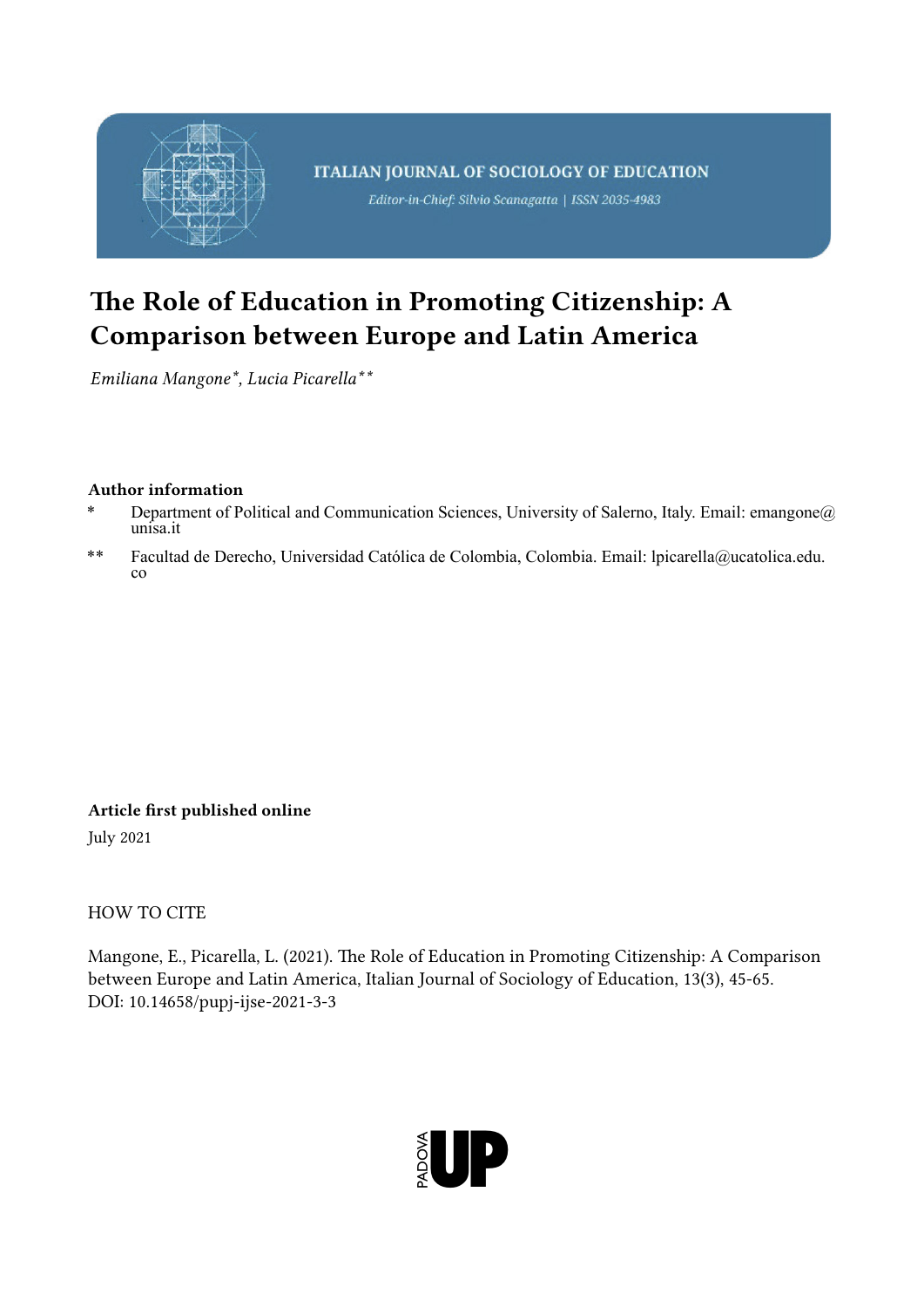ITALIAN JOURNAL OF SOCIOLOGY OF EDUCATION

*Editor-in-Chief: Silvio Scanagatta | ISSN 2035-4983*

# The Role of Education in Promoting Citizenship: A Comparison between Europe and Latin America

*Emiliana Mangone\*, Lucia Picarella\*\**

**Author information**

\* Department of Political and Communication Sciences, University of Salerno, Italy. Email: emangone@unisa.it

\*\* Facultad de Derecho, Universidad Católica de Colombia, Colombia. Email: lpicarella@ucatolica.edu.co

**Article first published online**

July 2021

HOW TO CITE

Mangone, E., Picarella, L. (2021). The Role of Education in Promoting Citizenship: A Comparison between Europe and Latin America, Italian Journal of Sociology of Education, 13(3), 45-65. DOI: 10.14658/pupj-ijse-2021-3-3

PADOVA UP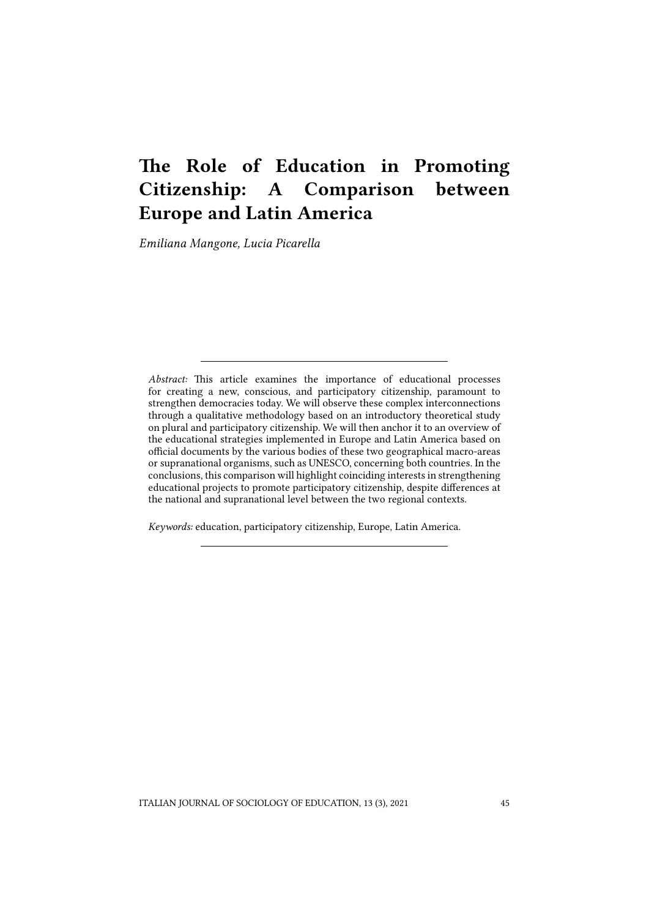# The Role of Education in Promoting Citizenship: A Comparison between Europe and Latin America

*Emiliana Mangone, Lucia Picarella*

---

*Abstract:* This article examines the importance of educational processes for creating a new, conscious, and participatory citizenship, paramount to strengthen democracies today. We will observe these complex interconnections through a qualitative methodology based on an introductory theoretical study on plural and participatory citizenship. We will then anchor it to an overview of the educational strategies implemented in Europe and Latin America based on official documents by the various bodies of these two geographical macro-areas or supranational organisms, such as UNESCO, concerning both countries. In the conclusions, this comparison will highlight coinciding interests in strengthening educational projects to promote participatory citizenship, despite differences at the national and supranational level between the two regional contexts.

*Keywords:* education, participatory citizenship, Europe, Latin America.

---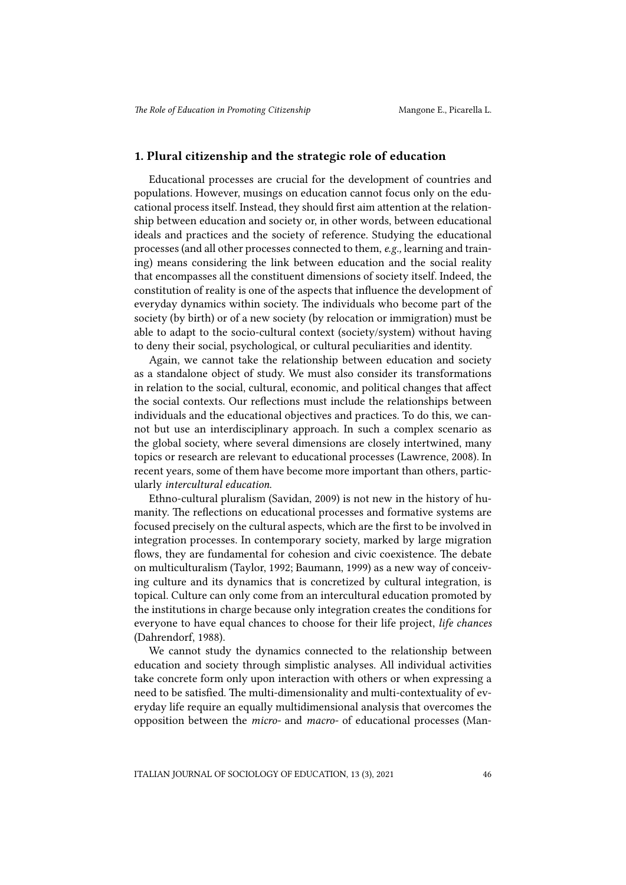## 1. Plural citizenship and the strategic role of education

Educational processes are crucial for the development of countries and populations. However, musings on education cannot focus only on the educational process itself. Instead, they should first aim attention at the relationship between education and society or, in other words, between educational ideals and practices and the society of reference. Studying the educational processes (and all other processes connected to them, *e.g.,* learning and training) means considering the link between education and the social reality that encompasses all the constituent dimensions of society itself. Indeed, the constitution of reality is one of the aspects that influence the development of everyday dynamics within society. The individuals who become part of the society (by birth) or of a new society (by relocation or immigration) must be able to adapt to the socio-cultural context (society/system) without having to deny their social, psychological, or cultural peculiarities and identity.

Again, we cannot take the relationship between education and society as a standalone object of study. We must also consider its transformations in relation to the social, cultural, economic, and political changes that affect the social contexts. Our reflections must include the relationships between individuals and the educational objectives and practices. To do this, we cannot but use an interdisciplinary approach. In such a complex scenario as the global society, where several dimensions are closely intertwined, many topics or research are relevant to educational processes (Lawrence, 2008). In recent years, some of them have become more important than others, particularly *intercultural education.*

Ethno-cultural pluralism (Savidan, 2009) is not new in the history of humanity. The reflections on educational processes and formative systems are focused precisely on the cultural aspects, which are the first to be involved in integration processes. In contemporary society, marked by large migration flows, they are fundamental for cohesion and civic coexistence. The debate on multiculturalism (Taylor, 1992; Baumann, 1999) as a new way of conceiving culture and its dynamics that is concretized by cultural integration, is topical. Culture can only come from an intercultural education promoted by the institutions in charge because only integration creates the conditions for everyone to have equal chances to choose for their life project, *life chances* (Dahrendorf, 1988).

We cannot study the dynamics connected to the relationship between education and society through simplistic analyses. All individual activities take concrete form only upon interaction with others or when expressing a need to be satisfied. The multi-dimensionality and multi-contextuality of everyday life require an equally multidimensional analysis that overcomes the opposition between the *micro-* and *macro-* of educational processes (Man-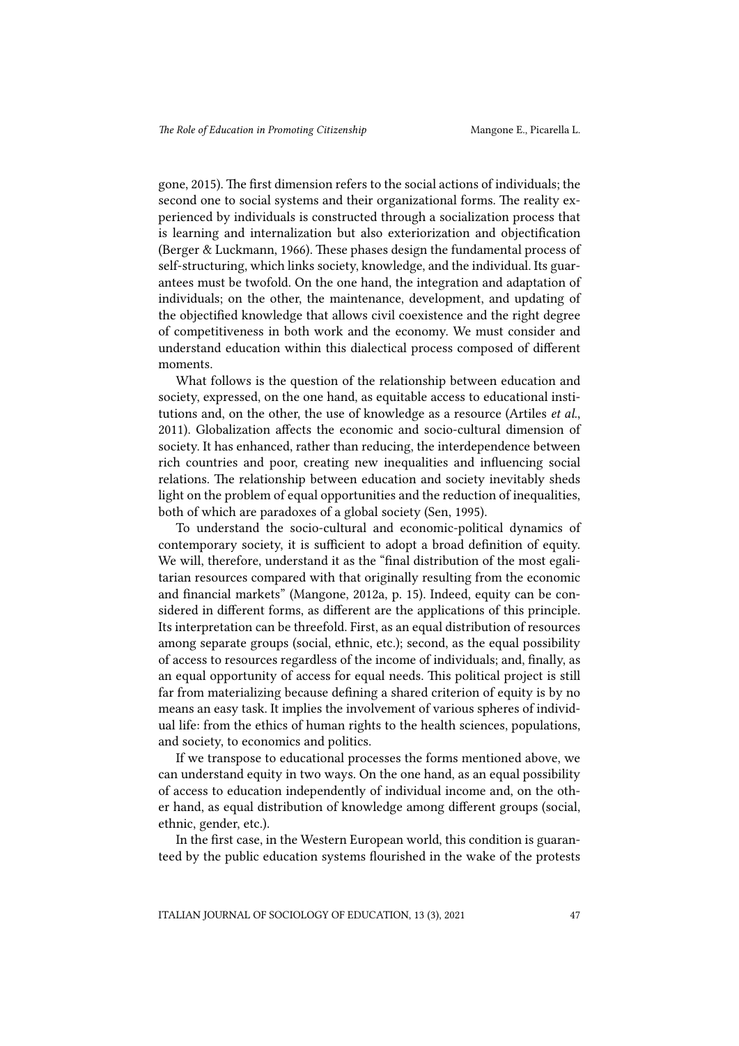gone, 2015). The first dimension refers to the social actions of individuals; the second one to social systems and their organizational forms. The reality experienced by individuals is constructed through a socialization process that is learning and internalization but also exteriorization and objectification (Berger & Luckmann, 1966). These phases design the fundamental process of self-structuring, which links society, knowledge, and the individual. Its guarantees must be twofold. On the one hand, the integration and adaptation of individuals; on the other, the maintenance, development, and updating of the objectified knowledge that allows civil coexistence and the right degree of competitiveness in both work and the economy. We must consider and understand education within this dialectical process composed of different moments.

What follows is the question of the relationship between education and society, expressed, on the one hand, as equitable access to educational institutions and, on the other, the use of knowledge as a resource (Artiles *et al.*, 2011). Globalization affects the economic and socio-cultural dimension of society. It has enhanced, rather than reducing, the interdependence between rich countries and poor, creating new inequalities and influencing social relations. The relationship between education and society inevitably sheds light on the problem of equal opportunities and the reduction of inequalities, both of which are paradoxes of a global society (Sen, 1995).

To understand the socio-cultural and economic-political dynamics of contemporary society, it is sufficient to adopt a broad definition of equity. We will, therefore, understand it as the "final distribution of the most egalitarian resources compared with that originally resulting from the economic and financial markets" (Mangone, 2012a, p. 15). Indeed, equity can be considered in different forms, as different are the applications of this principle. Its interpretation can be threefold. First, as an equal distribution of resources among separate groups (social, ethnic, etc.); second, as the equal possibility of access to resources regardless of the income of individuals; and, finally, as an equal opportunity of access for equal needs. This political project is still far from materializing because defining a shared criterion of equity is by no means an easy task. It implies the involvement of various spheres of individual life: from the ethics of human rights to the health sciences, populations, and society, to economics and politics.

If we transpose to educational processes the forms mentioned above, we can understand equity in two ways. On the one hand, as an equal possibility of access to education independently of individual income and, on the other hand, as equal distribution of knowledge among different groups (social, ethnic, gender, etc.).

In the first case, in the Western European world, this condition is guaranteed by the public education systems flourished in the wake of the protests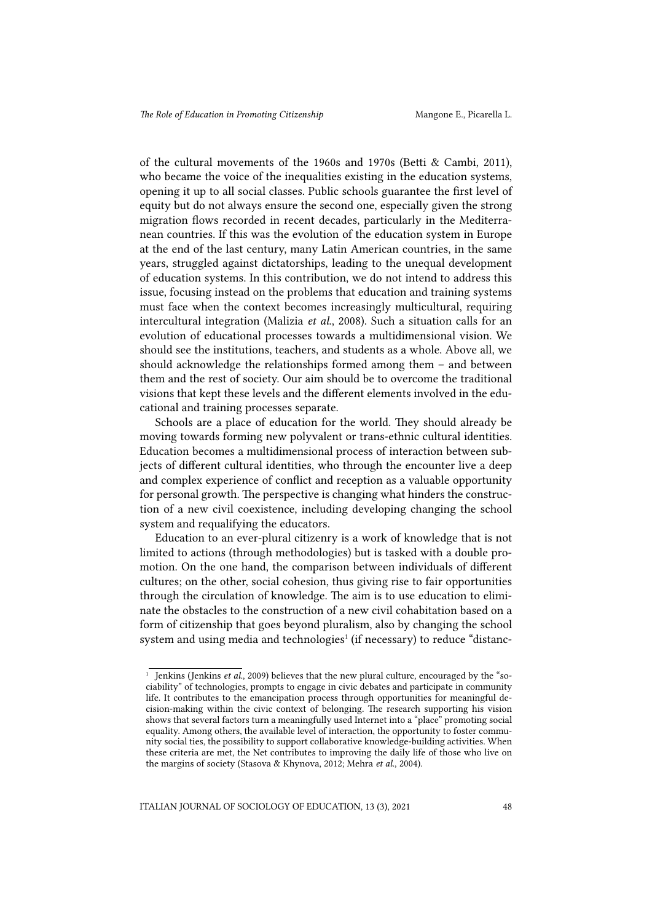of the cultural movements of the 1960s and 1970s (Betti & Cambi, 2011), who became the voice of the inequalities existing in the education systems, opening it up to all social classes. Public schools guarantee the first level of equity but do not always ensure the second one, especially given the strong migration flows recorded in recent decades, particularly in the Mediterranean countries. If this was the evolution of the education system in Europe at the end of the last century, many Latin American countries, in the same years, struggled against dictatorships, leading to the unequal development of education systems. In this contribution, we do not intend to address this issue, focusing instead on the problems that education and training systems must face when the context becomes increasingly multicultural, requiring intercultural integration (Malizia *et al.*, 2008). Such a situation calls for an evolution of educational processes towards a multidimensional vision. We should see the institutions, teachers, and students as a whole. Above all, we should acknowledge the relationships formed among them – and between them and the rest of society. Our aim should be to overcome the traditional visions that kept these levels and the different elements involved in the educational and training processes separate.

Schools are a place of education for the world. They should already be moving towards forming new polyvalent or trans-ethnic cultural identities. Education becomes a multidimensional process of interaction between subjects of different cultural identities, who through the encounter live a deep and complex experience of conflict and reception as a valuable opportunity for personal growth. The perspective is changing what hinders the construction of a new civil coexistence, including developing changing the school system and requalifying the educators.

Education to an ever-plural citizenry is a work of knowledge that is not limited to actions (through methodologies) but is tasked with a double promotion. On the one hand, the comparison between individuals of different cultures; on the other, social cohesion, thus giving rise to fair opportunities through the circulation of knowledge. The aim is to use education to eliminate the obstacles to the construction of a new civil cohabitation based on a form of citizenship that goes beyond pluralism, also by changing the school system and using media and technologies[1] (if necessary) to reduce "distanc-

[1] Jenkins (Jenkins *et al.*, 2009) believes that the new plural culture, encouraged by the "sociability" of technologies, prompts to engage in civic debates and participate in community life. It contributes to the emancipation process through opportunities for meaningful decision-making within the civic context of belonging. The research supporting his vision shows that several factors turn a meaningfully used Internet into a "place" promoting social equality. Among others, the available level of interaction, the opportunity to foster community social ties, the possibility to support collaborative knowledge-building activities. When these criteria are met, the Net contributes to improving the daily life of those who live on the margins of society (Stasova & Khynova, 2012; Mehra *et al.*, 2004).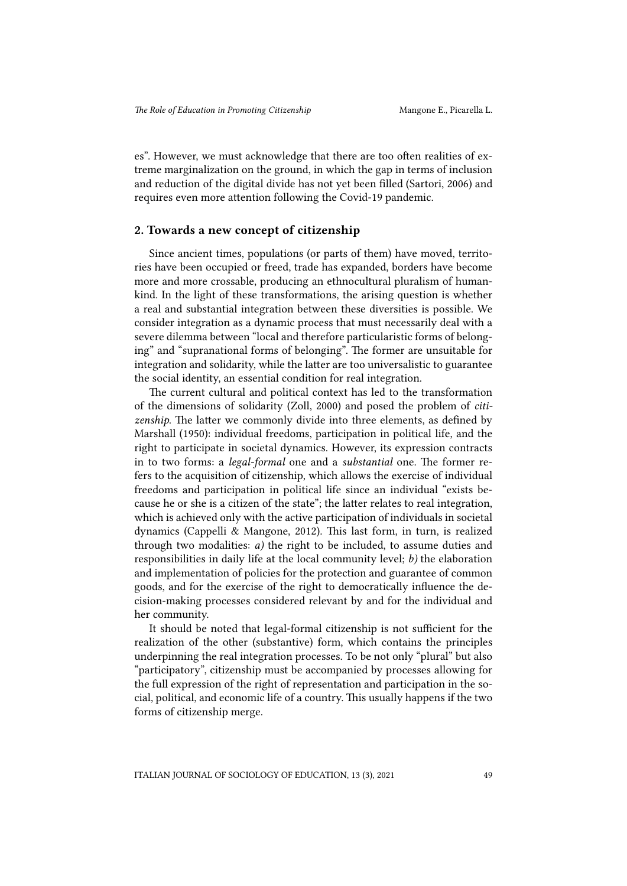es". However, we must acknowledge that there are too often realities of extreme marginalization on the ground, in which the gap in terms of inclusion and reduction of the digital divide has not yet been filled (Sartori, 2006) and requires even more attention following the Covid-19 pandemic.

## 2. Towards a new concept of citizenship

Since ancient times, populations (or parts of them) have moved, territories have been occupied or freed, trade has expanded, borders have become more and more crossable, producing an ethnocultural pluralism of humankind. In the light of these transformations, the arising question is whether a real and substantial integration between these diversities is possible. We consider integration as a dynamic process that must necessarily deal with a severe dilemma between "local and therefore particularistic forms of belonging" and "supranational forms of belonging". The former are unsuitable for integration and solidarity, while the latter are too universalistic to guarantee the social identity, an essential condition for real integration.

The current cultural and political context has led to the transformation of the dimensions of solidarity (Zoll, 2000) and posed the problem of *citizenship*. The latter we commonly divide into three elements, as defined by Marshall (1950): individual freedoms, participation in political life, and the right to participate in societal dynamics. However, its expression contracts in to two forms: a *legal-formal* one and a *substantial* one. The former refers to the acquisition of citizenship, which allows the exercise of individual freedoms and participation in political life since an individual "exists because he or she is a citizen of the state"; the latter relates to real integration, which is achieved only with the active participation of individuals in societal dynamics (Cappelli & Mangone, 2012). This last form, in turn, is realized through two modalities: *a)* the right to be included, to assume duties and responsibilities in daily life at the local community level; *b)* the elaboration and implementation of policies for the protection and guarantee of common goods, and for the exercise of the right to democratically influence the decision-making processes considered relevant by and for the individual and her community.

It should be noted that legal-formal citizenship is not sufficient for the realization of the other (substantive) form, which contains the principles underpinning the real integration processes. To be not only "plural" but also "participatory", citizenship must be accompanied by processes allowing for the full expression of the right of representation and participation in the social, political, and economic life of a country. This usually happens if the two forms of citizenship merge.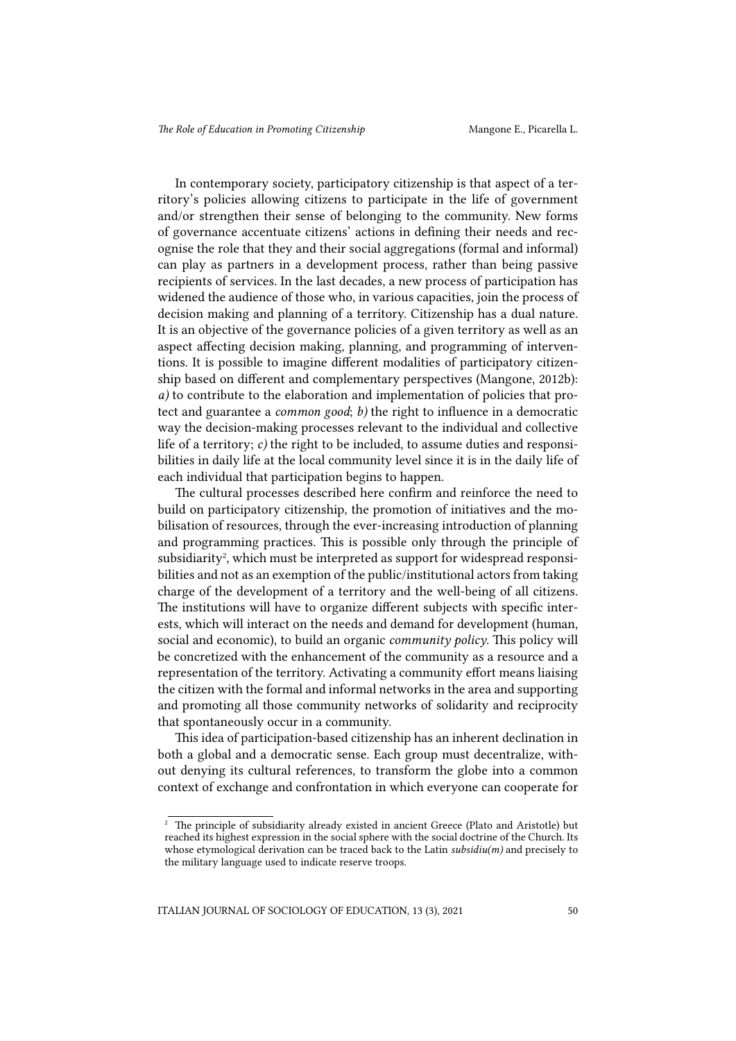In contemporary society, participatory citizenship is that aspect of a territory's policies allowing citizens to participate in the life of government and/or strengthen their sense of belonging to the community. New forms of governance accentuate citizens' actions in defining their needs and recognise the role that they and their social aggregations (formal and informal) can play as partners in a development process, rather than being passive recipients of services. In the last decades, a new process of participation has widened the audience of those who, in various capacities, join the process of decision making and planning of a territory. Citizenship has a dual nature. It is an objective of the governance policies of a given territory as well as an aspect affecting decision making, planning, and programming of interventions. It is possible to imagine different modalities of participatory citizenship based on different and complementary perspectives (Mangone, 2012b): *a)* to contribute to the elaboration and implementation of policies that protect and guarantee a *common good*; *b)* the right to influence in a democratic way the decision-making processes relevant to the individual and collective life of a territory; *c)* the right to be included, to assume duties and responsibilities in daily life at the local community level since it is in the daily life of each individual that participation begins to happen.

The cultural processes described here confirm and reinforce the need to build on participatory citizenship, the promotion of initiatives and the mobilisation of resources, through the ever-increasing introduction of planning and programming practices. This is possible only through the principle of subsidiarity[2], which must be interpreted as support for widespread responsibilities and not as an exemption of the public/institutional actors from taking charge of the development of a territory and the well-being of all citizens. The institutions will have to organize different subjects with specific interests, which will interact on the needs and demand for development (human, social and economic), to build an organic *community policy*. This policy will be concretized with the enhancement of the community as a resource and a representation of the territory. Activating a community effort means liaising the citizen with the formal and informal networks in the area and supporting and promoting all those community networks of solidarity and reciprocity that spontaneously occur in a community.

This idea of participation-based citizenship has an inherent declination in both a global and a democratic sense. Each group must decentralize, without denying its cultural references, to transform the globe into a common context of exchange and confrontation in which everyone can cooperate for

---

[2] The principle of subsidiarity already existed in ancient Greece (Plato and Aristotle) but reached its highest expression in the social sphere with the social doctrine of the Church. Its whose etymological derivation can be traced back to the Latin *subsidiu(m)* and precisely to the military language used to indicate reserve troops.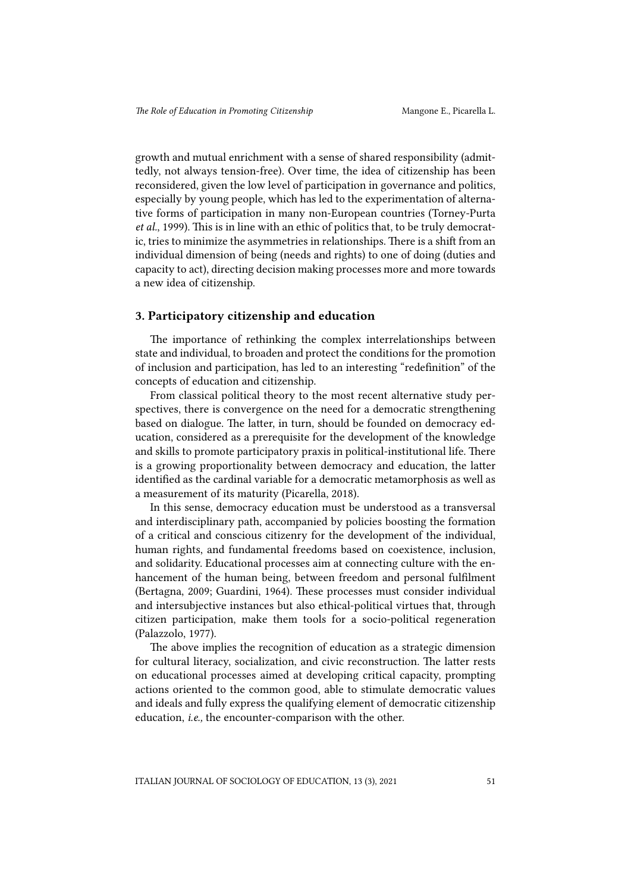growth and mutual enrichment with a sense of shared responsibility (admittedly, not always tension-free). Over time, the idea of citizenship has been reconsidered, given the low level of participation in governance and politics, especially by young people, which has led to the experimentation of alternative forms of participation in many non-European countries (Torney-Purta *et al.*, 1999). This is in line with an ethic of politics that, to be truly democratic, tries to minimize the asymmetries in relationships. There is a shift from an individual dimension of being (needs and rights) to one of doing (duties and capacity to act), directing decision making processes more and more towards a new idea of citizenship.

## 3. Participatory citizenship and education

The importance of rethinking the complex interrelationships between state and individual, to broaden and protect the conditions for the promotion of inclusion and participation, has led to an interesting "redefinition" of the concepts of education and citizenship.

From classical political theory to the most recent alternative study perspectives, there is convergence on the need for a democratic strengthening based on dialogue. The latter, in turn, should be founded on democracy education, considered as a prerequisite for the development of the knowledge and skills to promote participatory praxis in political-institutional life. There is a growing proportionality between democracy and education, the latter identified as the cardinal variable for a democratic metamorphosis as well as a measurement of its maturity (Picarella, 2018).

In this sense, democracy education must be understood as a transversal and interdisciplinary path, accompanied by policies boosting the formation of a critical and conscious citizenry for the development of the individual, human rights, and fundamental freedoms based on coexistence, inclusion, and solidarity. Educational processes aim at connecting culture with the enhancement of the human being, between freedom and personal fulfilment (Bertagna, 2009; Guardini, 1964). These processes must consider individual and intersubjective instances but also ethical-political virtues that, through citizen participation, make them tools for a socio-political regeneration (Palazzolo, 1977).

The above implies the recognition of education as a strategic dimension for cultural literacy, socialization, and civic reconstruction. The latter rests on educational processes aimed at developing critical capacity, prompting actions oriented to the common good, able to stimulate democratic values and ideals and fully express the qualifying element of democratic citizenship education, *i.e.,* the encounter-comparison with the other.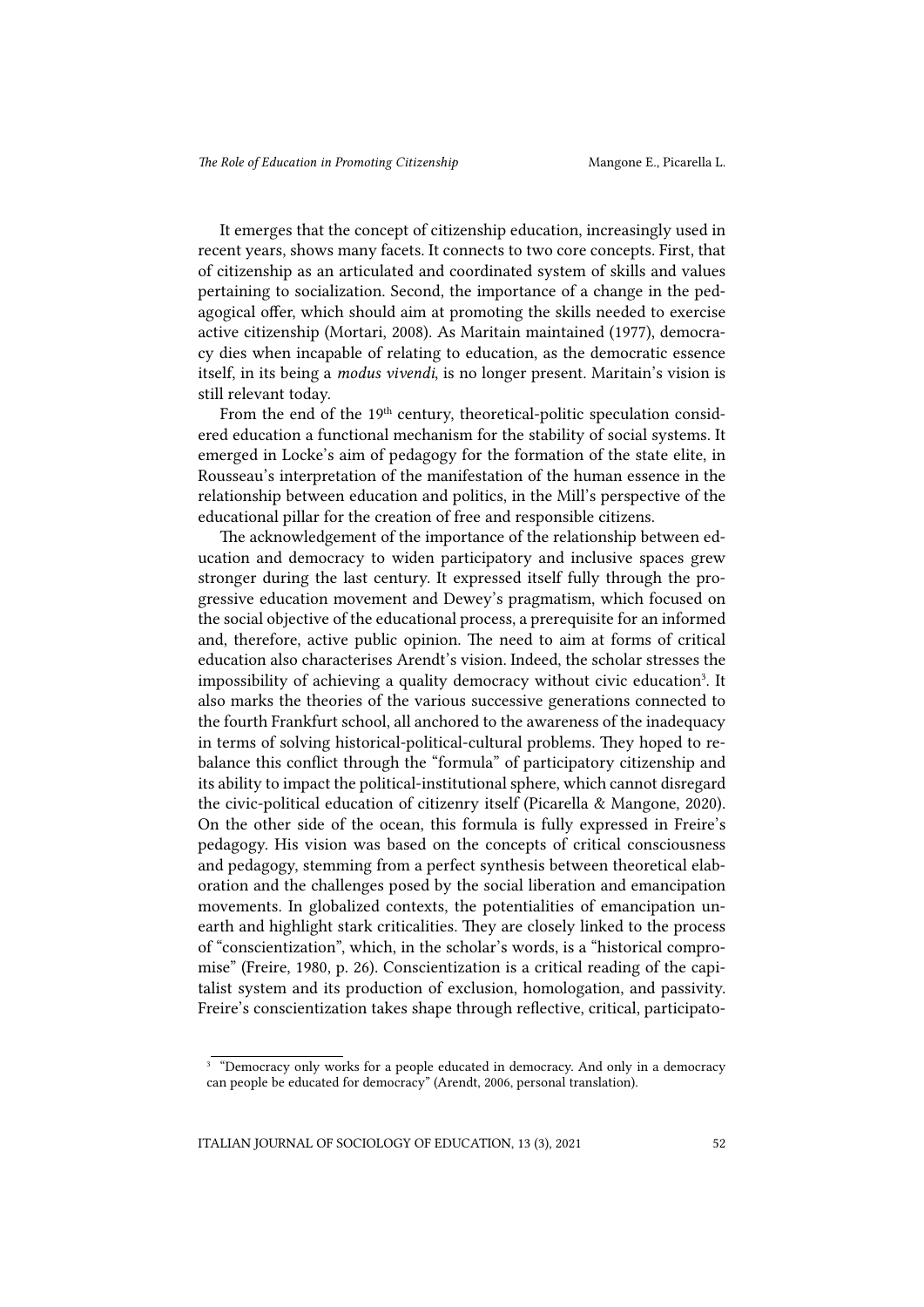It emerges that the concept of citizenship education, increasingly used in recent years, shows many facets. It connects to two core concepts. First, that of citizenship as an articulated and coordinated system of skills and values pertaining to socialization. Second, the importance of a change in the pedagogical offer, which should aim at promoting the skills needed to exercise active citizenship (Mortari, 2008). As Maritain maintained (1977), democracy dies when incapable of relating to education, as the democratic essence itself, in its being a *modus vivendi*, is no longer present. Maritain's vision is still relevant today.

From the end of the 19th century, theoretical-politic speculation considered education a functional mechanism for the stability of social systems. It emerged in Locke's aim of pedagogy for the formation of the state elite, in Rousseau's interpretation of the manifestation of the human essence in the relationship between education and politics, in the Mill's perspective of the educational pillar for the creation of free and responsible citizens.

The acknowledgement of the importance of the relationship between education and democracy to widen participatory and inclusive spaces grew stronger during the last century. It expressed itself fully through the progressive education movement and Dewey's pragmatism, which focused on the social objective of the educational process, a prerequisite for an informed and, therefore, active public opinion. The need to aim at forms of critical education also characterises Arendt's vision. Indeed, the scholar stresses the impossibility of achieving a quality democracy without civic education[3]. It also marks the theories of the various successive generations connected to the fourth Frankfurt school, all anchored to the awareness of the inadequacy in terms of solving historical-political-cultural problems. They hoped to rebalance this conflict through the "formula" of participatory citizenship and its ability to impact the political-institutional sphere, which cannot disregard the civic-political education of citizenry itself (Picarella & Mangone, 2020). On the other side of the ocean, this formula is fully expressed in Freire's pedagogy. His vision was based on the concepts of critical consciousness and pedagogy, stemming from a perfect synthesis between theoretical elaboration and the challenges posed by the social liberation and emancipation movements. In globalized contexts, the potentialities of emancipation unearth and highlight stark criticalities. They are closely linked to the process of "conscientization", which, in the scholar's words, is a "historical compromise" (Freire, 1980, p. 26). Conscientization is a critical reading of the capitalist system and its production of exclusion, homologation, and passivity. Freire's conscientization takes shape through reflective, critical, participato-

[3] "Democracy only works for a people educated in democracy. And only in a democracy can people be educated for democracy" (Arendt, 2006, personal translation).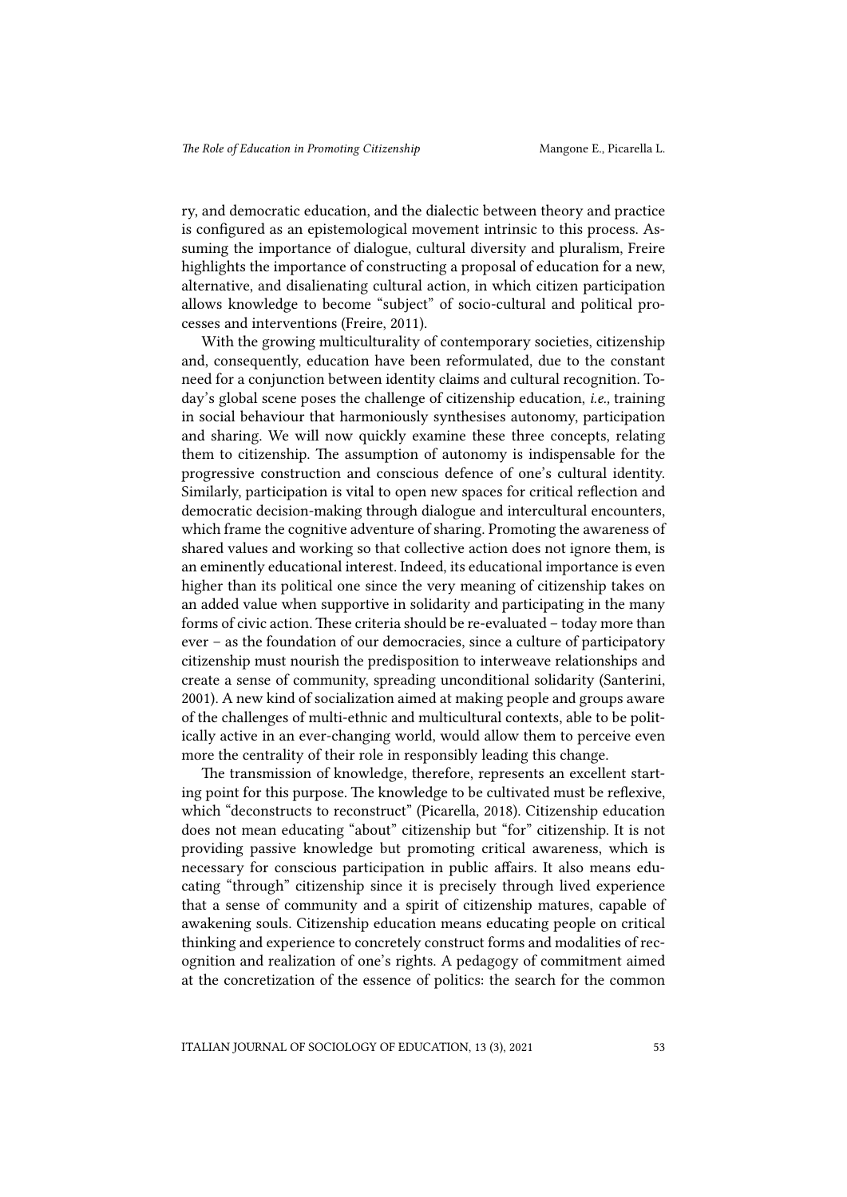ry, and democratic education, and the dialectic between theory and practice is configured as an epistemological movement intrinsic to this process. Assuming the importance of dialogue, cultural diversity and pluralism, Freire highlights the importance of constructing a proposal of education for a new, alternative, and disalienating cultural action, in which citizen participation allows knowledge to become "subject" of socio-cultural and political processes and interventions (Freire, 2011).

With the growing multiculturality of contemporary societies, citizenship and, consequently, education have been reformulated, due to the constant need for a conjunction between identity claims and cultural recognition. Today's global scene poses the challenge of citizenship education, *i.e.,* training in social behaviour that harmoniously synthesises autonomy, participation and sharing. We will now quickly examine these three concepts, relating them to citizenship. The assumption of autonomy is indispensable for the progressive construction and conscious defence of one's cultural identity. Similarly, participation is vital to open new spaces for critical reflection and democratic decision-making through dialogue and intercultural encounters, which frame the cognitive adventure of sharing. Promoting the awareness of shared values and working so that collective action does not ignore them, is an eminently educational interest. Indeed, its educational importance is even higher than its political one since the very meaning of citizenship takes on an added value when supportive in solidarity and participating in the many forms of civic action. These criteria should be re-evaluated – today more than ever – as the foundation of our democracies, since a culture of participatory citizenship must nourish the predisposition to interweave relationships and create a sense of community, spreading unconditional solidarity (Santerini, 2001). A new kind of socialization aimed at making people and groups aware of the challenges of multi-ethnic and multicultural contexts, able to be politically active in an ever-changing world, would allow them to perceive even more the centrality of their role in responsibly leading this change.

The transmission of knowledge, therefore, represents an excellent starting point for this purpose. The knowledge to be cultivated must be reflexive, which "deconstructs to reconstruct" (Picarella, 2018). Citizenship education does not mean educating "about" citizenship but "for" citizenship. It is not providing passive knowledge but promoting critical awareness, which is necessary for conscious participation in public affairs. It also means educating "through" citizenship since it is precisely through lived experience that a sense of community and a spirit of citizenship matures, capable of awakening souls. Citizenship education means educating people on critical thinking and experience to concretely construct forms and modalities of recognition and realization of one's rights. A pedagogy of commitment aimed at the concretization of the essence of politics: the search for the common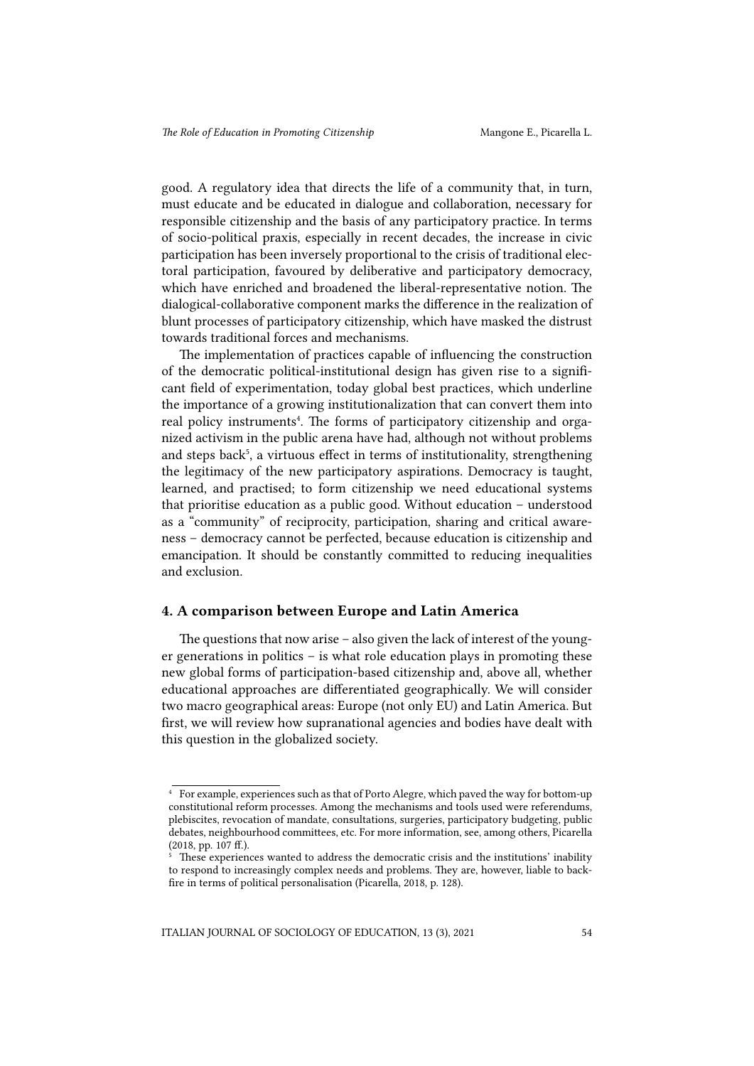good. A regulatory idea that directs the life of a community that, in turn, must educate and be educated in dialogue and collaboration, necessary for responsible citizenship and the basis of any participatory practice. In terms of socio-political praxis, especially in recent decades, the increase in civic participation has been inversely proportional to the crisis of traditional electoral participation, favoured by deliberative and participatory democracy, which have enriched and broadened the liberal-representative notion. The dialogical-collaborative component marks the difference in the realization of blunt processes of participatory citizenship, which have masked the distrust towards traditional forces and mechanisms.

The implementation of practices capable of influencing the construction of the democratic political-institutional design has given rise to a significant field of experimentation, today global best practices, which underline the importance of a growing institutionalization that can convert them into real policy instruments[4]. The forms of participatory citizenship and organized activism in the public arena have had, although not without problems and steps back[5], a virtuous effect in terms of institutionality, strengthening the legitimacy of the new participatory aspirations. Democracy is taught, learned, and practised; to form citizenship we need educational systems that prioritise education as a public good. Without education – understood as a "community" of reciprocity, participation, sharing and critical awareness – democracy cannot be perfected, because education is citizenship and emancipation. It should be constantly committed to reducing inequalities and exclusion.

## 4. A comparison between Europe and Latin America

The questions that now arise – also given the lack of interest of the younger generations in politics – is what role education plays in promoting these new global forms of participation-based citizenship and, above all, whether educational approaches are differentiated geographically. We will consider two macro geographical areas: Europe (not only EU) and Latin America. But first, we will review how supranational agencies and bodies have dealt with this question in the globalized society.

---

[4] For example, experiences such as that of Porto Alegre, which paved the way for bottom-up constitutional reform processes. Among the mechanisms and tools used were referendums, plebiscites, revocation of mandate, consultations, surgeries, participatory budgeting, public debates, neighbourhood committees, etc. For more information, see, among others, Picarella (2018, pp. 107 ff.).

[5] These experiences wanted to address the democratic crisis and the institutions' inability to respond to increasingly complex needs and problems. They are, however, liable to backfire in terms of political personalisation (Picarella, 2018, p. 128).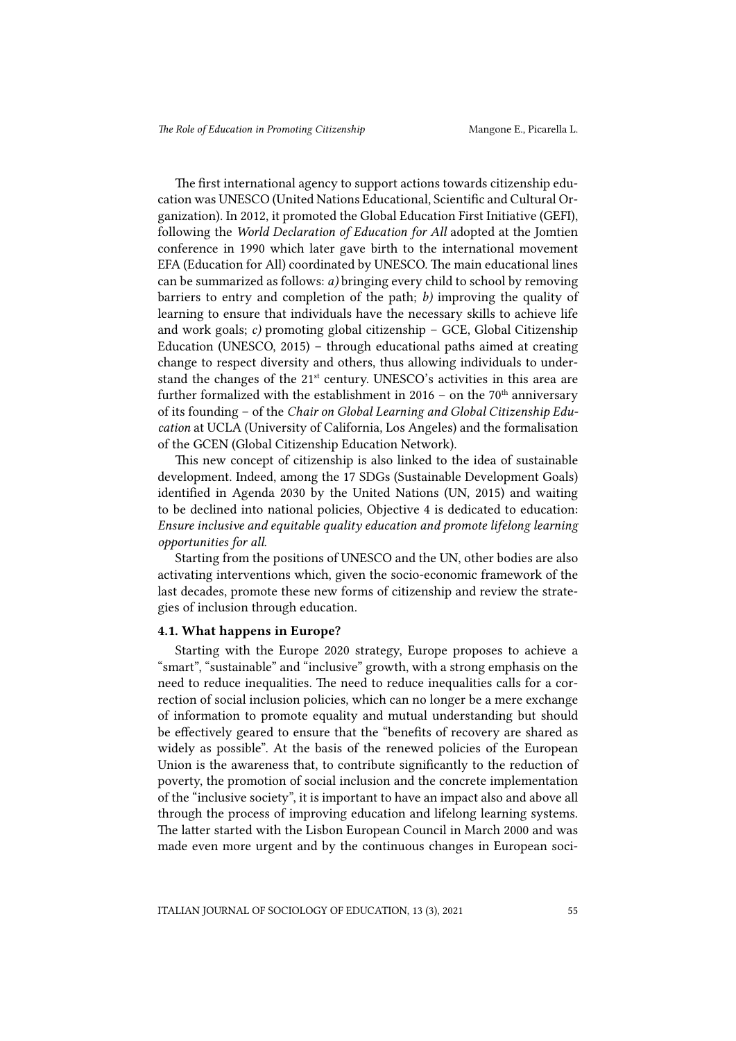The first international agency to support actions towards citizenship education was UNESCO (United Nations Educational, Scientific and Cultural Organization). In 2012, it promoted the Global Education First Initiative (GEFI), following the *World Declaration of Education for All* adopted at the Jomtien conference in 1990 which later gave birth to the international movement EFA (Education for All) coordinated by UNESCO. The main educational lines can be summarized as follows: *a)* bringing every child to school by removing barriers to entry and completion of the path; *b)* improving the quality of learning to ensure that individuals have the necessary skills to achieve life and work goals; *c)* promoting global citizenship – GCE, Global Citizenship Education (UNESCO, 2015) – through educational paths aimed at creating change to respect diversity and others, thus allowing individuals to understand the changes of the 21st century. UNESCO's activities in this area are further formalized with the establishment in 2016 – on the 70th anniversary of its founding – of the *Chair on Global Learning and Global Citizenship Education* at UCLA (University of California, Los Angeles) and the formalisation of the GCEN (Global Citizenship Education Network).

This new concept of citizenship is also linked to the idea of sustainable development. Indeed, among the 17 SDGs (Sustainable Development Goals) identified in Agenda 2030 by the United Nations (UN, 2015) and waiting to be declined into national policies, Objective 4 is dedicated to education: *Ensure inclusive and equitable quality education and promote lifelong learning opportunities for all.*

Starting from the positions of UNESCO and the UN, other bodies are also activating interventions which, given the socio-economic framework of the last decades, promote these new forms of citizenship and review the strategies of inclusion through education.

### 4.1. What happens in Europe?

Starting with the Europe 2020 strategy, Europe proposes to achieve a "smart", "sustainable" and "inclusive" growth, with a strong emphasis on the need to reduce inequalities. The need to reduce inequalities calls for a correction of social inclusion policies, which can no longer be a mere exchange of information to promote equality and mutual understanding but should be effectively geared to ensure that the "benefits of recovery are shared as widely as possible". At the basis of the renewed policies of the European Union is the awareness that, to contribute significantly to the reduction of poverty, the promotion of social inclusion and the concrete implementation of the "inclusive society", it is important to have an impact also and above all through the process of improving education and lifelong learning systems. The latter started with the Lisbon European Council in March 2000 and was made even more urgent and by the continuous changes in European soci-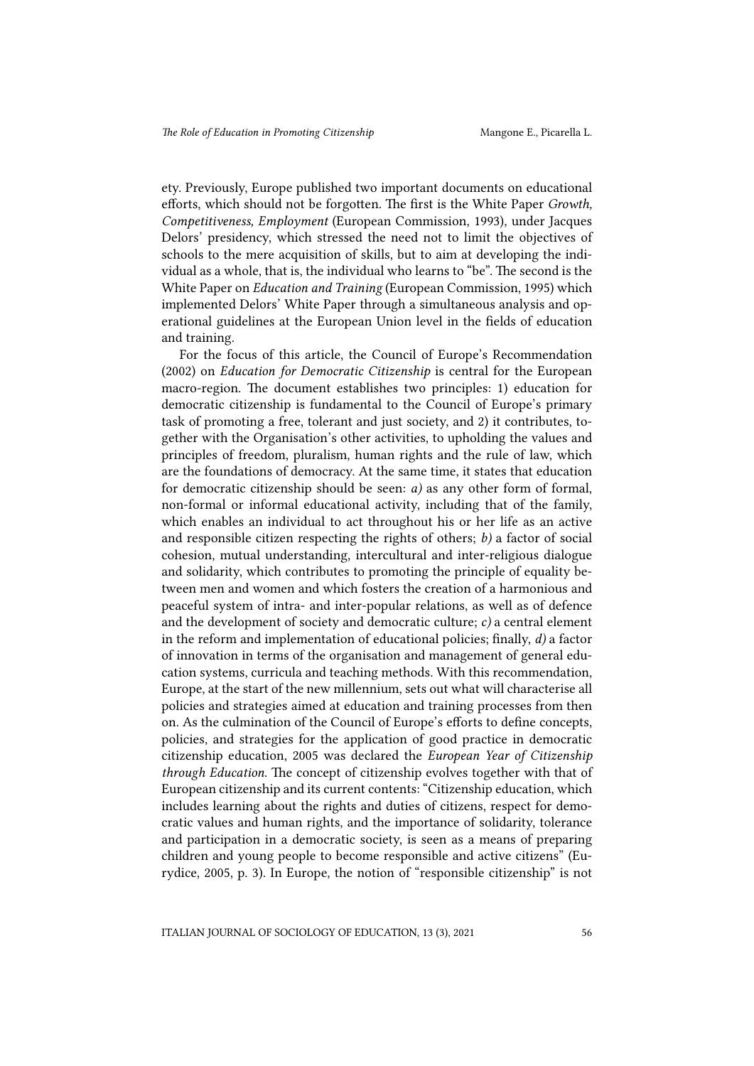ety. Previously, Europe published two important documents on educational efforts, which should not be forgotten. The first is the White Paper *Growth, Competitiveness, Employment* (European Commission, 1993), under Jacques Delors' presidency, which stressed the need not to limit the objectives of schools to the mere acquisition of skills, but to aim at developing the individual as a whole, that is, the individual who learns to "be". The second is the White Paper on *Education and Training* (European Commission, 1995) which implemented Delors' White Paper through a simultaneous analysis and operational guidelines at the European Union level in the fields of education and training.

For the focus of this article, the Council of Europe's Recommendation (2002) on *Education for Democratic Citizenship* is central for the European macro-region. The document establishes two principles: 1) education for democratic citizenship is fundamental to the Council of Europe's primary task of promoting a free, tolerant and just society, and 2) it contributes, together with the Organisation's other activities, to upholding the values and principles of freedom, pluralism, human rights and the rule of law, which are the foundations of democracy. At the same time, it states that education for democratic citizenship should be seen: *a)* as any other form of formal, non-formal or informal educational activity, including that of the family, which enables an individual to act throughout his or her life as an active and responsible citizen respecting the rights of others; *b)* a factor of social cohesion, mutual understanding, intercultural and inter-religious dialogue and solidarity, which contributes to promoting the principle of equality between men and women and which fosters the creation of a harmonious and peaceful system of intra- and inter-popular relations, as well as of defence and the development of society and democratic culture; *c)* a central element in the reform and implementation of educational policies; finally, *d)* a factor of innovation in terms of the organisation and management of general education systems, curricula and teaching methods. With this recommendation, Europe, at the start of the new millennium, sets out what will characterise all policies and strategies aimed at education and training processes from then on. As the culmination of the Council of Europe's efforts to define concepts, policies, and strategies for the application of good practice in democratic citizenship education, 2005 was declared the *European Year of Citizenship through Education*. The concept of citizenship evolves together with that of European citizenship and its current contents: "Citizenship education, which includes learning about the rights and duties of citizens, respect for democratic values and human rights, and the importance of solidarity, tolerance and participation in a democratic society, is seen as a means of preparing children and young people to become responsible and active citizens" (Eurydice, 2005, p. 3). In Europe, the notion of "responsible citizenship" is not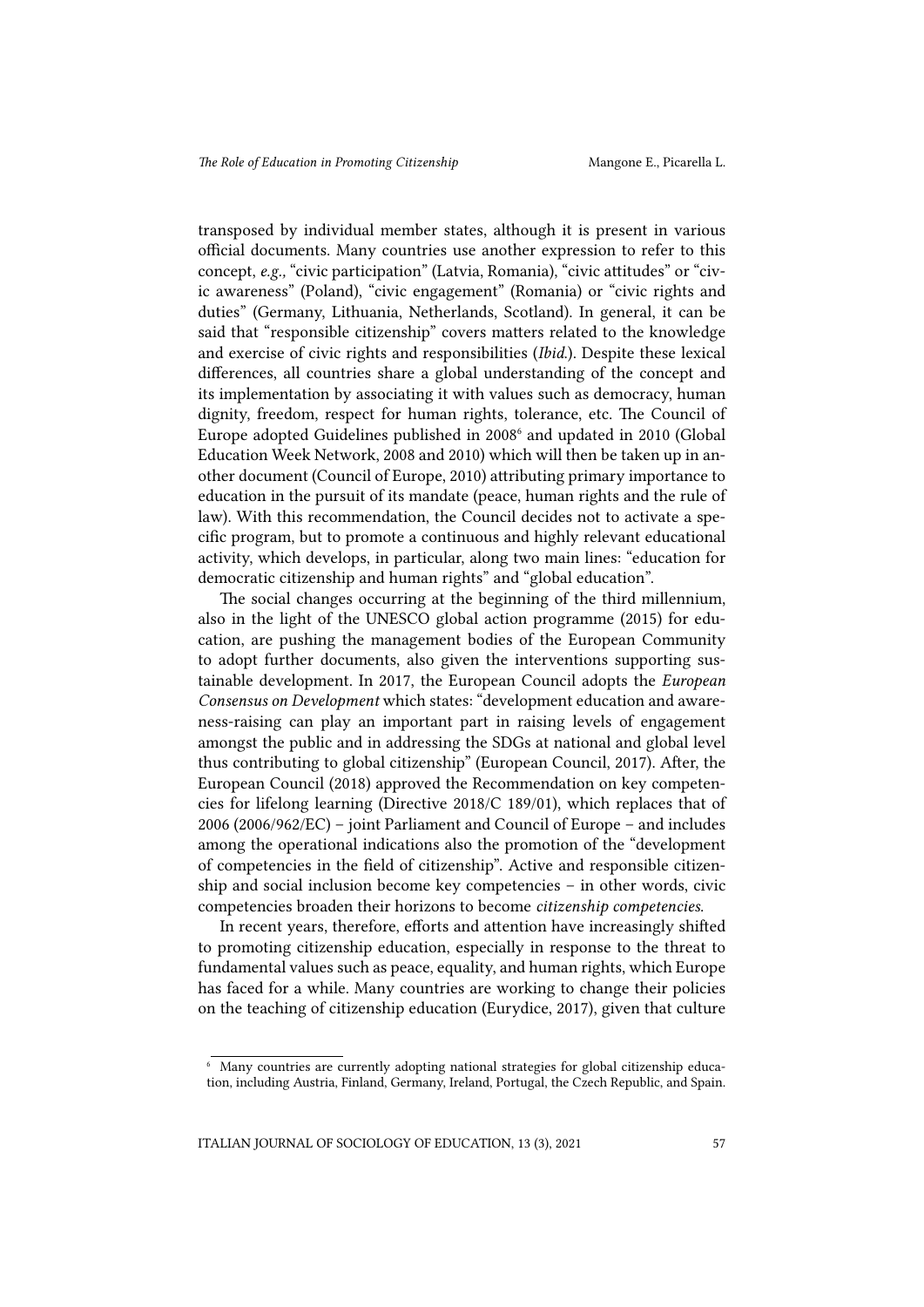transposed by individual member states, although it is present in various official documents. Many countries use another expression to refer to this concept, *e.g.,* "civic participation" (Latvia, Romania), "civic attitudes" or "civic awareness" (Poland), "civic engagement" (Romania) or "civic rights and duties" (Germany, Lithuania, Netherlands, Scotland). In general, it can be said that "responsible citizenship" covers matters related to the knowledge and exercise of civic rights and responsibilities (*Ibid.*). Despite these lexical differences, all countries share a global understanding of the concept and its implementation by associating it with values such as democracy, human dignity, freedom, respect for human rights, tolerance, etc. The Council of Europe adopted Guidelines published in 2008[6] and updated in 2010 (Global Education Week Network, 2008 and 2010) which will then be taken up in another document (Council of Europe, 2010) attributing primary importance to education in the pursuit of its mandate (peace, human rights and the rule of law). With this recommendation, the Council decides not to activate a specific program, but to promote a continuous and highly relevant educational activity, which develops, in particular, along two main lines: "education for democratic citizenship and human rights" and "global education".

The social changes occurring at the beginning of the third millennium, also in the light of the UNESCO global action programme (2015) for education, are pushing the management bodies of the European Community to adopt further documents, also given the interventions supporting sustainable development. In 2017, the European Council adopts the *European Consensus on Development* which states: "development education and awareness-raising can play an important part in raising levels of engagement amongst the public and in addressing the SDGs at national and global level thus contributing to global citizenship" (European Council, 2017). After, the European Council (2018) approved the Recommendation on key competencies for lifelong learning (Directive 2018/C 189/01), which replaces that of 2006 (2006/962/EC) – joint Parliament and Council of Europe – and includes among the operational indications also the promotion of the "development of competencies in the field of citizenship". Active and responsible citizenship and social inclusion become key competencies – in other words, civic competencies broaden their horizons to become *citizenship competencies.*

In recent years, therefore, efforts and attention have increasingly shifted to promoting citizenship education, especially in response to the threat to fundamental values such as peace, equality, and human rights, which Europe has faced for a while. Many countries are working to change their policies on the teaching of citizenship education (Eurydice, 2017), given that culture

[6] Many countries are currently adopting national strategies for global citizenship education, including Austria, Finland, Germany, Ireland, Portugal, the Czech Republic, and Spain.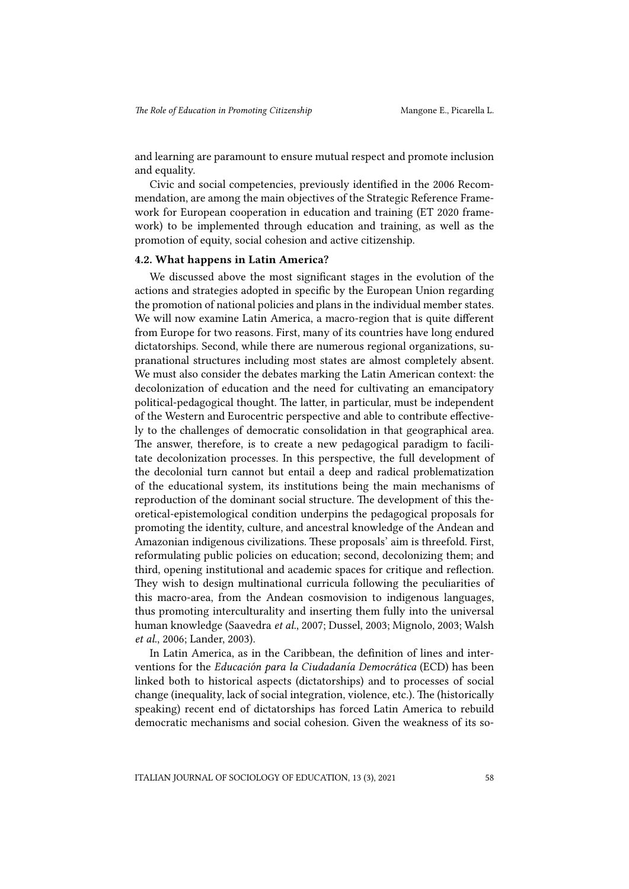and learning are paramount to ensure mutual respect and promote inclusion and equality.

Civic and social competencies, previously identified in the 2006 Recommendation, are among the main objectives of the Strategic Reference Framework for European cooperation in education and training (ET 2020 framework) to be implemented through education and training, as well as the promotion of equity, social cohesion and active citizenship.

### 4.2. What happens in Latin America?

We discussed above the most significant stages in the evolution of the actions and strategies adopted in specific by the European Union regarding the promotion of national policies and plans in the individual member states. We will now examine Latin America, a macro-region that is quite different from Europe for two reasons. First, many of its countries have long endured dictatorships. Second, while there are numerous regional organizations, supranational structures including most states are almost completely absent. We must also consider the debates marking the Latin American context: the decolonization of education and the need for cultivating an emancipatory political-pedagogical thought. The latter, in particular, must be independent of the Western and Eurocentric perspective and able to contribute effectively to the challenges of democratic consolidation in that geographical area. The answer, therefore, is to create a new pedagogical paradigm to facilitate decolonization processes. In this perspective, the full development of the decolonial turn cannot but entail a deep and radical problematization of the educational system, its institutions being the main mechanisms of reproduction of the dominant social structure. The development of this theoretical-epistemological condition underpins the pedagogical proposals for promoting the identity, culture, and ancestral knowledge of the Andean and Amazonian indigenous civilizations. These proposals' aim is threefold. First, reformulating public policies on education; second, decolonizing them; and third, opening institutional and academic spaces for critique and reflection. They wish to design multinational curricula following the peculiarities of this macro-area, from the Andean cosmovision to indigenous languages, thus promoting interculturality and inserting them fully into the universal human knowledge (Saavedra *et al.*, 2007; Dussel, 2003; Mignolo, 2003; Walsh *et al.*, 2006; Lander, 2003).

In Latin America, as in the Caribbean, the definition of lines and interventions for the *Educación para la Ciudadanía Democrática* (ECD) has been linked both to historical aspects (dictatorships) and to processes of social change (inequality, lack of social integration, violence, etc.). The (historically speaking) recent end of dictatorships has forced Latin America to rebuild democratic mechanisms and social cohesion. Given the weakness of its so-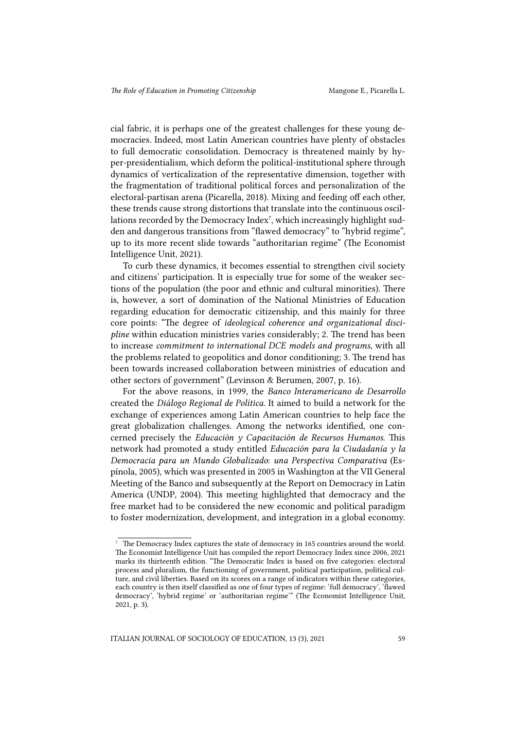cial fabric, it is perhaps one of the greatest challenges for these young democracies. Indeed, most Latin American countries have plenty of obstacles to full democratic consolidation. Democracy is threatened mainly by hyper-presidentialism, which deform the political-institutional sphere through dynamics of verticalization of the representative dimension, together with the fragmentation of traditional political forces and personalization of the electoral-partisan arena (Picarella, 2018). Mixing and feeding off each other, these trends cause strong distortions that translate into the continuous oscillations recorded by the Democracy Index[7], which increasingly highlight sudden and dangerous transitions from "flawed democracy" to "hybrid regime", up to its more recent slide towards "authoritarian regime" (The Economist Intelligence Unit, 2021).

To curb these dynamics, it becomes essential to strengthen civil society and citizens' participation. It is especially true for some of the weaker sections of the population (the poor and ethnic and cultural minorities). There is, however, a sort of domination of the National Ministries of Education regarding education for democratic citizenship, and this mainly for three core points: "The degree of *ideological coherence and organizational discipline* within education ministries varies considerably; 2. The trend has been to increase *commitment to international DCE models and programs*, with all the problems related to geopolitics and donor conditioning; 3. The trend has been towards increased collaboration between ministries of education and other sectors of government" (Levinson & Berumen, 2007, p. 16).

For the above reasons, in 1999, the *Banco Interamericano de Desarrollo* created the *Diálogo Regional de Política*. It aimed to build a network for the exchange of experiences among Latin American countries to help face the great globalization challenges. Among the networks identified, one concerned precisely the *Educación y Capacitación de Recursos Humanos*. This network had promoted a study entitled *Educación para la Ciudadanía y la Democracia para un Mundo Globalizado: una Perspectiva Comparativa* (Espínola, 2005), which was presented in 2005 in Washington at the VII General Meeting of the Banco and subsequently at the Report on Democracy in Latin America (UNDP, 2004). This meeting highlighted that democracy and the free market had to be considered the new economic and political paradigm to foster modernization, development, and integration in a global economy.

---

[7] The Democracy Index captures the state of democracy in 165 countries around the world. The Economist Intelligence Unit has compiled the report Democracy Index since 2006, 2021 marks its thirteenth edition. "The Democratic Index is based on five categories: electoral process and pluralism, the functioning of government, political participation, political culture, and civil liberties. Based on its scores on a range of indicators within these categories, each country is then itself classified as one of four types of regime: 'full democracy', 'flawed democracy', 'hybrid regime' or 'authoritarian regime'" (The Economist Intelligence Unit, 2021, p. 3).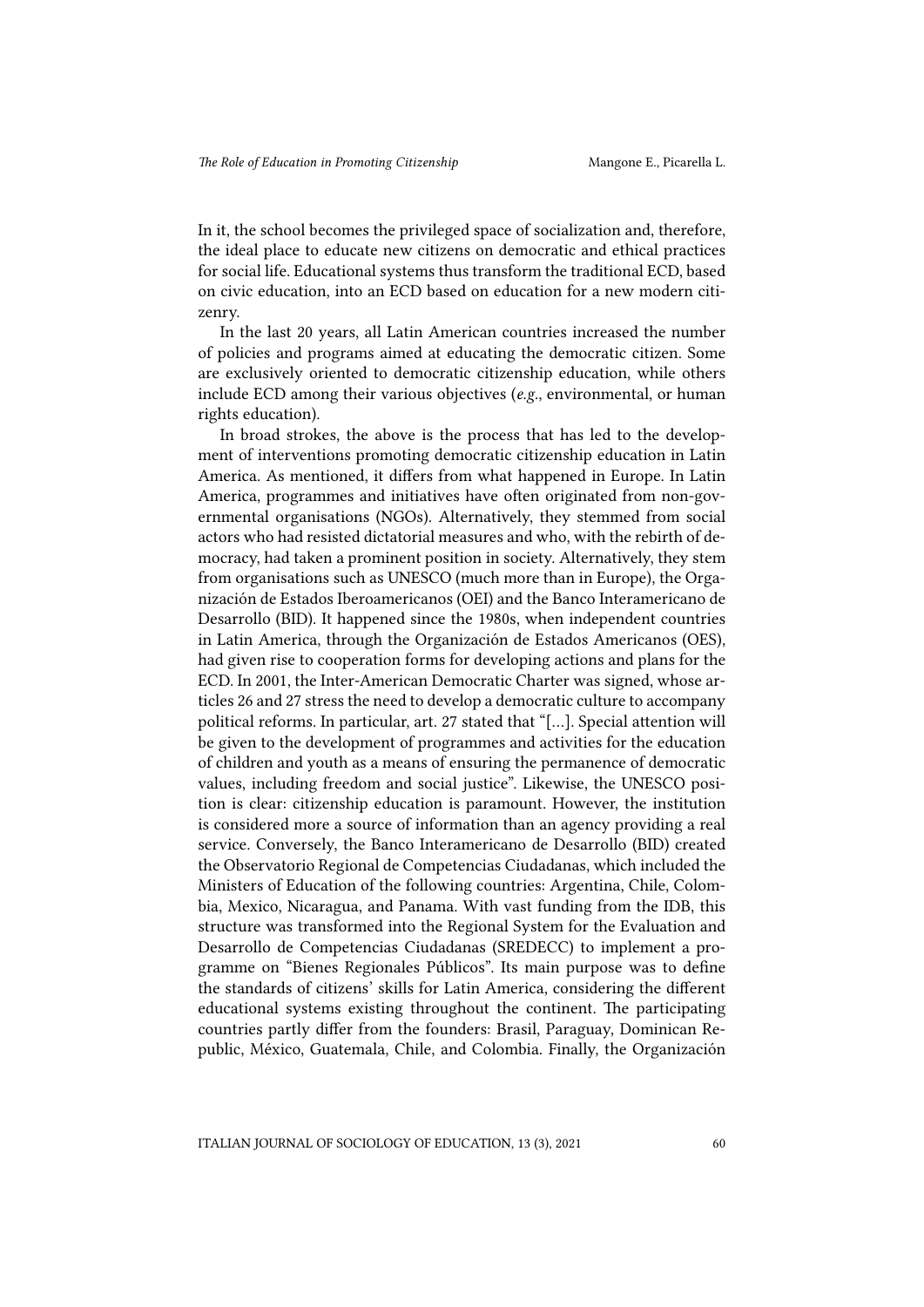In it, the school becomes the privileged space of socialization and, therefore, the ideal place to educate new citizens on democratic and ethical practices for social life. Educational systems thus transform the traditional ECD, based on civic education, into an ECD based on education for a new modern citizenry.

In the last 20 years, all Latin American countries increased the number of policies and programs aimed at educating the democratic citizen. Some are exclusively oriented to democratic citizenship education, while others include ECD among their various objectives (*e.g.*, environmental, or human rights education).

In broad strokes, the above is the process that has led to the development of interventions promoting democratic citizenship education in Latin America. As mentioned, it differs from what happened in Europe. In Latin America, programmes and initiatives have often originated from non-governmental organisations (NGOs). Alternatively, they stemmed from social actors who had resisted dictatorial measures and who, with the rebirth of democracy, had taken a prominent position in society. Alternatively, they stem from organisations such as UNESCO (much more than in Europe), the Organización de Estados Iberoamericanos (OEI) and the Banco Interamericano de Desarrollo (BID). It happened since the 1980s, when independent countries in Latin America, through the Organización de Estados Americanos (OES), had given rise to cooperation forms for developing actions and plans for the ECD. In 2001, the Inter-American Democratic Charter was signed, whose articles 26 and 27 stress the need to develop a democratic culture to accompany political reforms. In particular, art. 27 stated that "[...]. Special attention will be given to the development of programmes and activities for the education of children and youth as a means of ensuring the permanence of democratic values, including freedom and social justice". Likewise, the UNESCO position is clear: citizenship education is paramount. However, the institution is considered more a source of information than an agency providing a real service. Conversely, the Banco Interamericano de Desarrollo (BID) created the Observatorio Regional de Competencias Ciudadanas, which included the Ministers of Education of the following countries: Argentina, Chile, Colombia, Mexico, Nicaragua, and Panama. With vast funding from the IDB, this structure was transformed into the Regional System for the Evaluation and Desarrollo de Competencias Ciudadanas (SREDECC) to implement a programme on "Bienes Regionales Públicos". Its main purpose was to define the standards of citizens' skills for Latin America, considering the different educational systems existing throughout the continent. The participating countries partly differ from the founders: Brasil, Paraguay, Dominican Republic, México, Guatemala, Chile, and Colombia. Finally, the Organización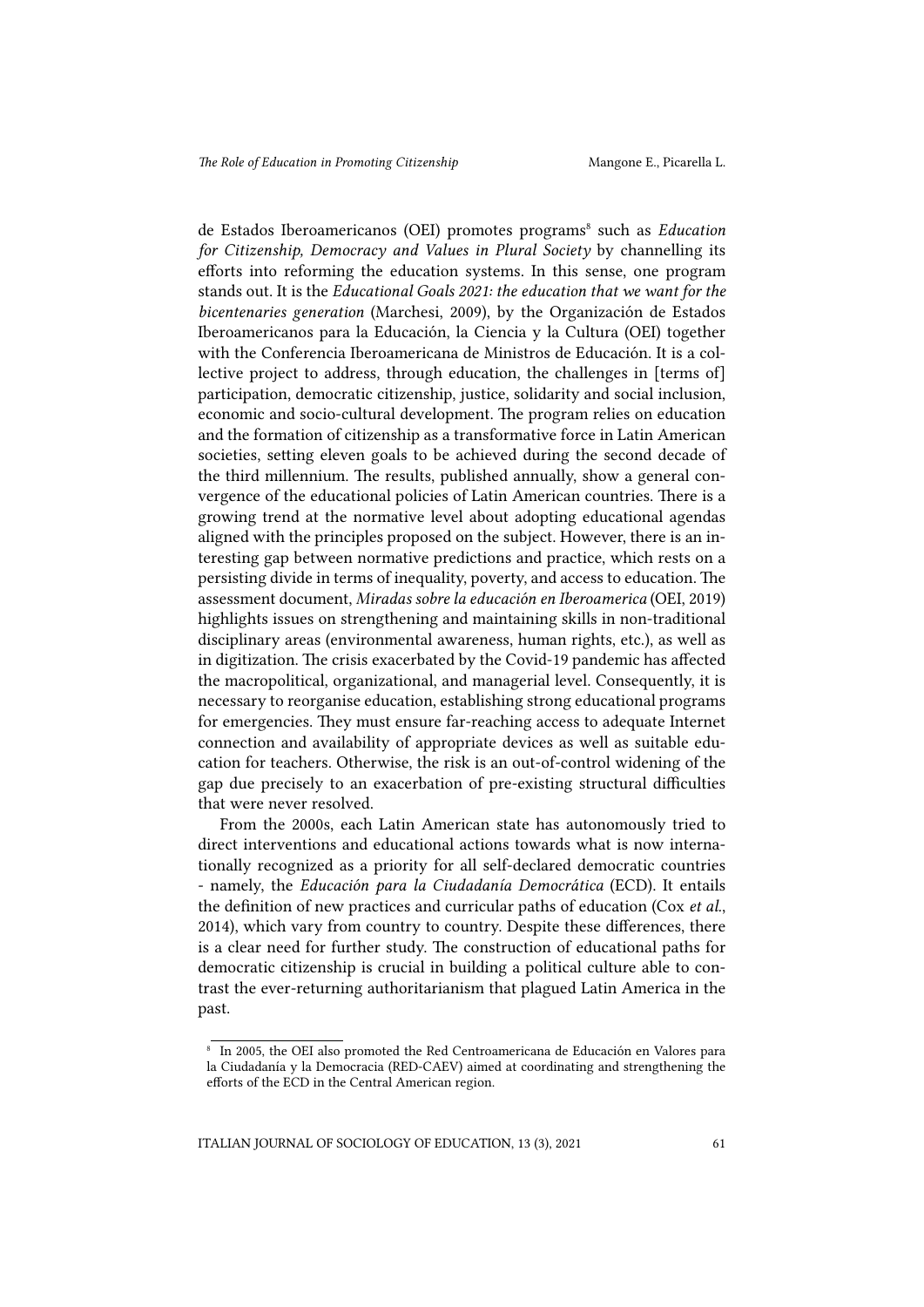de Estados Iberoamericanos (OEI) promotes programs[8] such as *Education for Citizenship, Democracy and Values in Plural Society* by channelling its efforts into reforming the education systems. In this sense, one program stands out. It is the *Educational Goals 2021: the education that we want for the bicentenaries generation* (Marchesi, 2009), by the Organización de Estados Iberoamericanos para la Educación, la Ciencia y la Cultura (OEI) together with the Conferencia Iberoamericana de Ministros de Educación. It is a collective project to address, through education, the challenges in [terms of] participation, democratic citizenship, justice, solidarity and social inclusion, economic and socio-cultural development. The program relies on education and the formation of citizenship as a transformative force in Latin American societies, setting eleven goals to be achieved during the second decade of the third millennium. The results, published annually, show a general convergence of the educational policies of Latin American countries. There is a growing trend at the normative level about adopting educational agendas aligned with the principles proposed on the subject. However, there is an interesting gap between normative predictions and practice, which rests on a persisting divide in terms of inequality, poverty, and access to education. The assessment document, *Miradas sobre la educación en Iberoamerica* (OEI, 2019) highlights issues on strengthening and maintaining skills in non-traditional disciplinary areas (environmental awareness, human rights, etc.), as well as in digitization. The crisis exacerbated by the Covid-19 pandemic has affected the macropolitical, organizational, and managerial level. Consequently, it is necessary to reorganise education, establishing strong educational programs for emergencies. They must ensure far-reaching access to adequate Internet connection and availability of appropriate devices as well as suitable education for teachers. Otherwise, the risk is an out-of-control widening of the gap due precisely to an exacerbation of pre-existing structural difficulties that were never resolved.

From the 2000s, each Latin American state has autonomously tried to direct interventions and educational actions towards what is now internationally recognized as a priority for all self-declared democratic countries - namely, the *Educación para la Ciudadanía Democrática* (ECD). It entails the definition of new practices and curricular paths of education (Cox *et al.*, 2014), which vary from country to country. Despite these differences, there is a clear need for further study. The construction of educational paths for democratic citizenship is crucial in building a political culture able to contrast the ever-returning authoritarianism that plagued Latin America in the past.

[8] In 2005, the OEI also promoted the Red Centroamericana de Educación en Valores para la Ciudadanía y la Democracia (RED-CAEV) aimed at coordinating and strengthening the efforts of the ECD in the Central American region.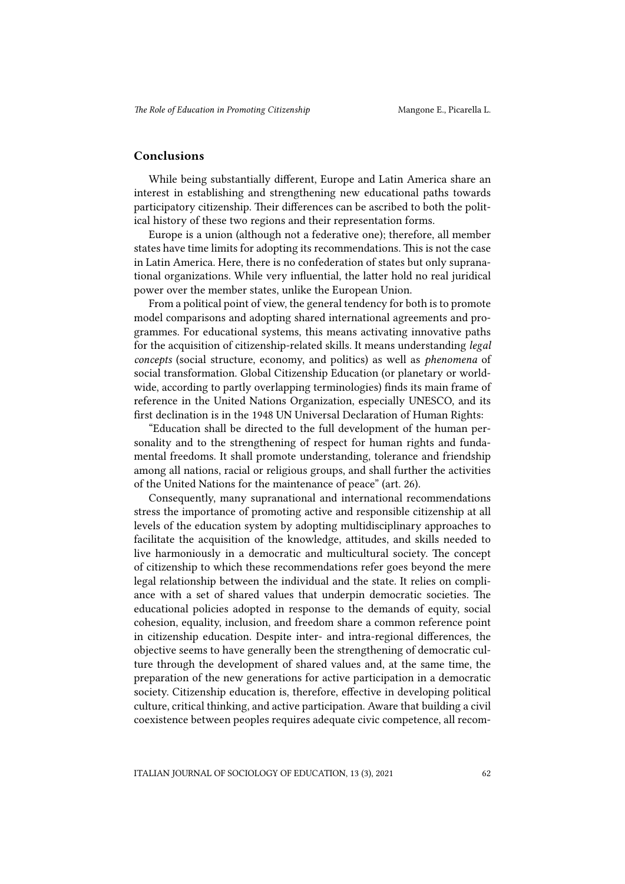## Conclusions

While being substantially different, Europe and Latin America share an interest in establishing and strengthening new educational paths towards participatory citizenship. Their differences can be ascribed to both the political history of these two regions and their representation forms.

Europe is a union (although not a federative one); therefore, all member states have time limits for adopting its recommendations. This is not the case in Latin America. Here, there is no confederation of states but only supranational organizations. While very influential, the latter hold no real juridical power over the member states, unlike the European Union.

From a political point of view, the general tendency for both is to promote model comparisons and adopting shared international agreements and programmes. For educational systems, this means activating innovative paths for the acquisition of citizenship-related skills. It means understanding *legal concepts* (social structure, economy, and politics) as well as *phenomena* of social transformation. Global Citizenship Education (or planetary or worldwide, according to partly overlapping terminologies) finds its main frame of reference in the United Nations Organization, especially UNESCO, and its first declination is in the 1948 UN Universal Declaration of Human Rights:

"Education shall be directed to the full development of the human personality and to the strengthening of respect for human rights and fundamental freedoms. It shall promote understanding, tolerance and friendship among all nations, racial or religious groups, and shall further the activities of the United Nations for the maintenance of peace" (art. 26).

Consequently, many supranational and international recommendations stress the importance of promoting active and responsible citizenship at all levels of the education system by adopting multidisciplinary approaches to facilitate the acquisition of the knowledge, attitudes, and skills needed to live harmoniously in a democratic and multicultural society. The concept of citizenship to which these recommendations refer goes beyond the mere legal relationship between the individual and the state. It relies on compliance with a set of shared values that underpin democratic societies. The educational policies adopted in response to the demands of equity, social cohesion, equality, inclusion, and freedom share a common reference point in citizenship education. Despite inter- and intra-regional differences, the objective seems to have generally been the strengthening of democratic culture through the development of shared values and, at the same time, the preparation of the new generations for active participation in a democratic society. Citizenship education is, therefore, effective in developing political culture, critical thinking, and active participation. Aware that building a civil coexistence between peoples requires adequate civic competence, all recom-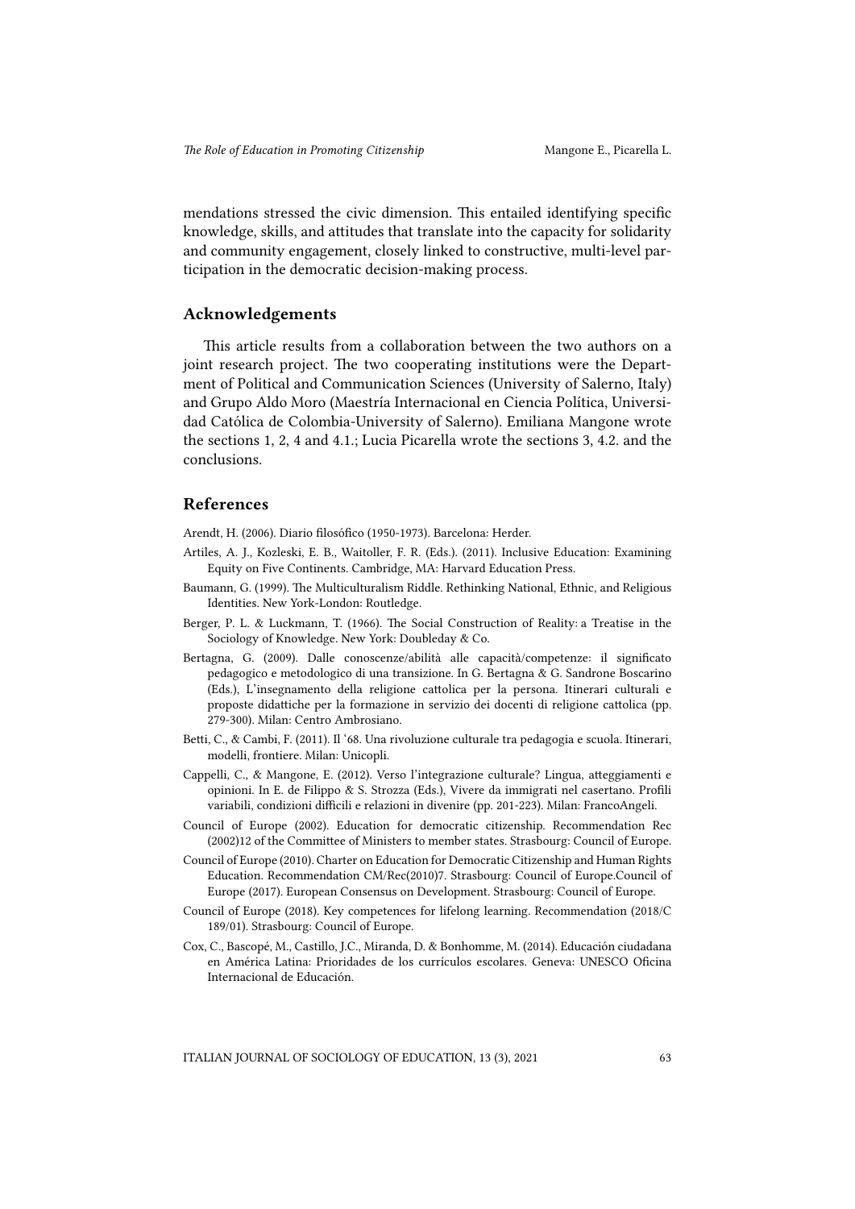mendations stressed the civic dimension. This entailed identifying specific knowledge, skills, and attitudes that translate into the capacity for solidarity and community engagement, closely linked to constructive, multi-level participation in the democratic decision-making process.

## Acknowledgements

This article results from a collaboration between the two authors on a joint research project. The two cooperating institutions were the Department of Political and Communication Sciences (University of Salerno, Italy) and Grupo Aldo Moro (Maestría Internacional en Ciencia Política, Universidad Católica de Colombia-University of Salerno). Emiliana Mangone wrote the sections 1, 2, 4 and 4.1.; Lucia Picarella wrote the sections 3, 4.2. and the conclusions.

## References

Arendt, H. (2006). Diario filosófico (1950-1973). Barcelona: Herder.

Artiles, A. J., Kozleski, E. B., Waitoller, F. R. (Eds.). (2011). Inclusive Education: Examining Equity on Five Continents. Cambridge, MA: Harvard Education Press.

Baumann, G. (1999). The Multiculturalism Riddle. Rethinking National, Ethnic, and Religious Identities. New York-London: Routledge.

Berger, P. L. & Luckmann, T. (1966). The Social Construction of Reality: a Treatise in the Sociology of Knowledge. New York: Doubleday & Co.

Bertagna, G. (2009). Dalle conoscenze/abilità alle capacità/competenze: il significato pedagogico e metodologico di una transizione. In G. Bertagna & G. Sandrone Boscarino (Eds.), L'insegnamento della religione cattolica per la persona. Itinerari culturali e proposte didattiche per la formazione in servizio dei docenti di religione cattolica (pp. 279-300). Milan: Centro Ambrosiano.

Betti, C., & Cambi, F. (2011). Il '68. Una rivoluzione culturale tra pedagogia e scuola. Itinerari, modelli, frontiere. Milan: Unicopli.

Cappelli, C., & Mangone, E. (2012). Verso l'integrazione culturale? Lingua, atteggiamenti e opinioni. In E. de Filippo & S. Strozza (Eds.), Vivere da immigrati nel casertano. Profili variabili, condizioni difficili e relazioni in divenire (pp. 201-223). Milan: FrancoAngeli.

Council of Europe (2002). Education for democratic citizenship. Recommendation Rec (2002)12 of the Committee of Ministers to member states. Strasbourg: Council of Europe.

Council of Europe (2010). Charter on Education for Democratic Citizenship and Human Rights Education. Recommendation CM/Rec(2010)7. Strasbourg: Council of Europe.Council of Europe (2017). European Consensus on Development. Strasbourg: Council of Europe.

Council of Europe (2018). Key competences for lifelong learning. Recommendation (2018/C 189/01). Strasbourg: Council of Europe.

Cox, C., Bascopé, M., Castillo, J.C., Miranda, D. & Bonhomme, M. (2014). Educación ciudadana en América Latina: Prioridades de los currículos escolares. Geneva: UNESCO Oficina Internacional de Educación.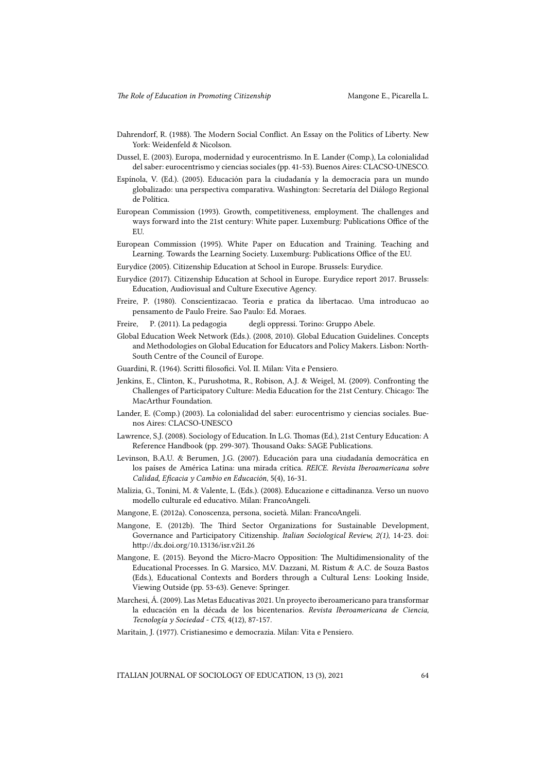Dahrendorf, R. (1988). The Modern Social Conflict. An Essay on the Politics of Liberty. New York: Weidenfeld & Nicolson.

Dussel, E. (2003). Europa, modernidad y eurocentrismo. In E. Lander (Comp.), La colonialidad del saber: eurocentrismo y ciencias sociales (pp. 41-53). Buenos Aires: CLACSO-UNESCO.

Espínola, V. (Ed.). (2005). Educación para la ciudadanía y la democracia para un mundo globalizado: una perspectiva comparativa. Washington: Secretaría del Diálogo Regional de Política.

European Commission (1993). Growth, competitiveness, employment. The challenges and ways forward into the 21st century: White paper. Luxemburg: Publications Office of the EU.

European Commission (1995). White Paper on Education and Training. Teaching and Learning. Towards the Learning Society. Luxemburg: Publications Office of the EU.

Eurydice (2005). Citizenship Education at School in Europe. Brussels: Eurydice.

Eurydice (2017). Citizenship Education at School in Europe. Eurydice report 2017. Brussels: Education, Audiovisual and Culture Executive Agency.

Freire, P. (1980). Conscientizacao. Teoria e pratica da libertacao. Uma introducao ao pensamento de Paulo Freire. Sao Paulo: Ed. Moraes.

Freire, P. (2011). La pedagogia degli oppressi. Torino: Gruppo Abele.

Global Education Week Network (Eds.). (2008, 2010). Global Education Guidelines. Concepts and Methodologies on Global Education for Educators and Policy Makers. Lisbon: North-South Centre of the Council of Europe.

Guardini, R. (1964). Scritti filosofici. Vol. II. Milan: Vita e Pensiero.

Jenkins, E., Clinton, K., Purushotma, R., Robison, A.J. & Weigel, M. (2009). Confronting the Challenges of Participatory Culture: Media Education for the 21st Century. Chicago: The MacArthur Foundation.

Lander, E. (Comp.) (2003). La colonialidad del saber: eurocentrismo y ciencias sociales. Buenos Aires: CLACSO-UNESCO

Lawrence, S.J. (2008). Sociology of Education. In L.G. Thomas (Ed.), 21st Century Education: A Reference Handbook (pp. 299-307). Thousand Oaks: SAGE Publications.

Levinson, B.A.U. & Berumen, J.G. (2007). Educación para una ciudadanía democrática en los países de América Latina: una mirada crítica. *REICE. Revista Iberoamericana sobre Calidad, Eficacia y Cambio en Educación*, 5(4), 16-31.

Malizia, G., Tonini, M. & Valente, L. (Eds.). (2008). Educazione e cittadinanza. Verso un nuovo modello culturale ed educativo. Milan: FrancoAngeli.

Mangone, E. (2012a). Conoscenza, persona, società. Milan: FrancoAngeli.

Mangone, E. (2012b). The Third Sector Organizations for Sustainable Development, Governance and Participatory Citizenship. *Italian Sociological Review, 2(1)*, 14-23. doi: http://dx.doi.org/10.13136/isr.v2i1.26

Mangone, E. (2015). Beyond the Micro-Macro Opposition: The Multidimensionality of the Educational Processes. In G. Marsico, M.V. Dazzani, M. Ristum & A.C. de Souza Bastos (Eds.), Educational Contexts and Borders through a Cultural Lens: Looking Inside, Viewing Outside (pp. 53-63). Geneve: Springer.

Marchesi, Á. (2009). Las Metas Educativas 2021. Un proyecto iberoamericano para transformar la educación en la década de los bicentenarios. *Revista Iberoamericana de Ciencia, Tecnología y Sociedad - CTS*, 4(12), 87-157.

Maritain, J. (1977). Cristianesimo e democrazia. Milan: Vita e Pensiero.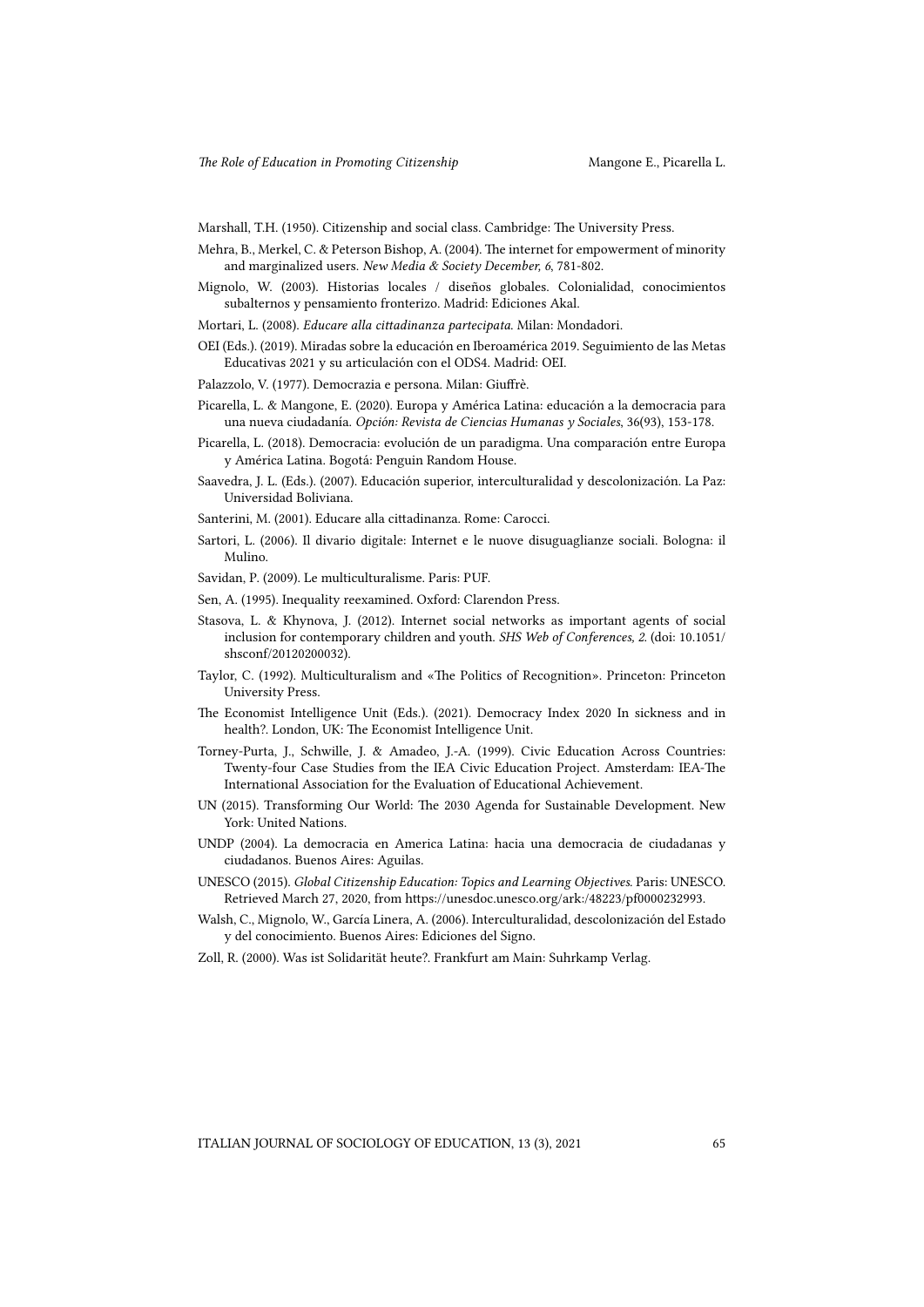Marshall, T.H. (1950). Citizenship and social class. Cambridge: The University Press.

Mehra, B., Merkel, C. & Peterson Bishop, A. (2004). The internet for empowerment of minority and marginalized users. *New Media & Society December, 6*, 781-802.

Mignolo, W. (2003). Historias locales / diseños globales. Colonialidad, conocimientos subalternos y pensamiento fronterizo. Madrid: Ediciones Akal.

Mortari, L. (2008). *Educare alla cittadinanza partecipata*. Milan: Mondadori.

OEI (Eds.). (2019). Miradas sobre la educación en Iberoamérica 2019. Seguimiento de las Metas Educativas 2021 y su articulación con el ODS4. Madrid: OEI.

Palazzolo, V. (1977). Democrazia e persona. Milan: Giuffrè.

Picarella, L. & Mangone, E. (2020). Europa y América Latina: educación a la democracia para una nueva ciudadanía. *Opción: Revista de Ciencias Humanas y Sociales*, 36(93), 153-178.

Picarella, L. (2018). Democracia: evolución de un paradigma. Una comparación entre Europa y América Latina. Bogotá: Penguin Random House.

Saavedra, J. L. (Eds.). (2007). Educación superior, interculturalidad y descolonización. La Paz: Universidad Boliviana.

Santerini, M. (2001). Educare alla cittadinanza. Rome: Carocci.

Sartori, L. (2006). Il divario digitale: Internet e le nuove disuguaglianze sociali. Bologna: il Mulino.

Savidan, P. (2009). Le multiculturalisme. Paris: PUF.

Sen, A. (1995). Inequality reexamined. Oxford: Clarendon Press.

Stasova, L. & Khynova, J. (2012). Internet social networks as important agents of social inclusion for contemporary children and youth. *SHS Web of Conferences, 2*. (doi: 10.1051/shsconf/20120200032).

Taylor, C. (1992). Multiculturalism and «The Politics of Recognition». Princeton: Princeton University Press.

The Economist Intelligence Unit (Eds.). (2021). Democracy Index 2020 In sickness and in health?. London, UK: The Economist Intelligence Unit.

Torney-Purta, J., Schwille, J. & Amadeo, J.-A. (1999). Civic Education Across Countries: Twenty-four Case Studies from the IEA Civic Education Project. Amsterdam: IEA-The International Association for the Evaluation of Educational Achievement.

UN (2015). Transforming Our World: The 2030 Agenda for Sustainable Development. New York: United Nations.

UNDP (2004). La democracia en America Latina: hacia una democracia de ciudadanas y ciudadanos. Buenos Aires: Aguilas.

UNESCO (2015). *Global Citizenship Education: Topics and Learning Objectives*. Paris: UNESCO. Retrieved March 27, 2020, from https://unesdoc.unesco.org/ark:/48223/pf0000232993.

Walsh, C., Mignolo, W., García Linera, A. (2006). Interculturalidad, descolonización del Estado y del conocimiento. Buenos Aires: Ediciones del Signo.

Zoll, R. (2000). Was ist Solidarität heute?. Frankfurt am Main: Suhrkamp Verlag.